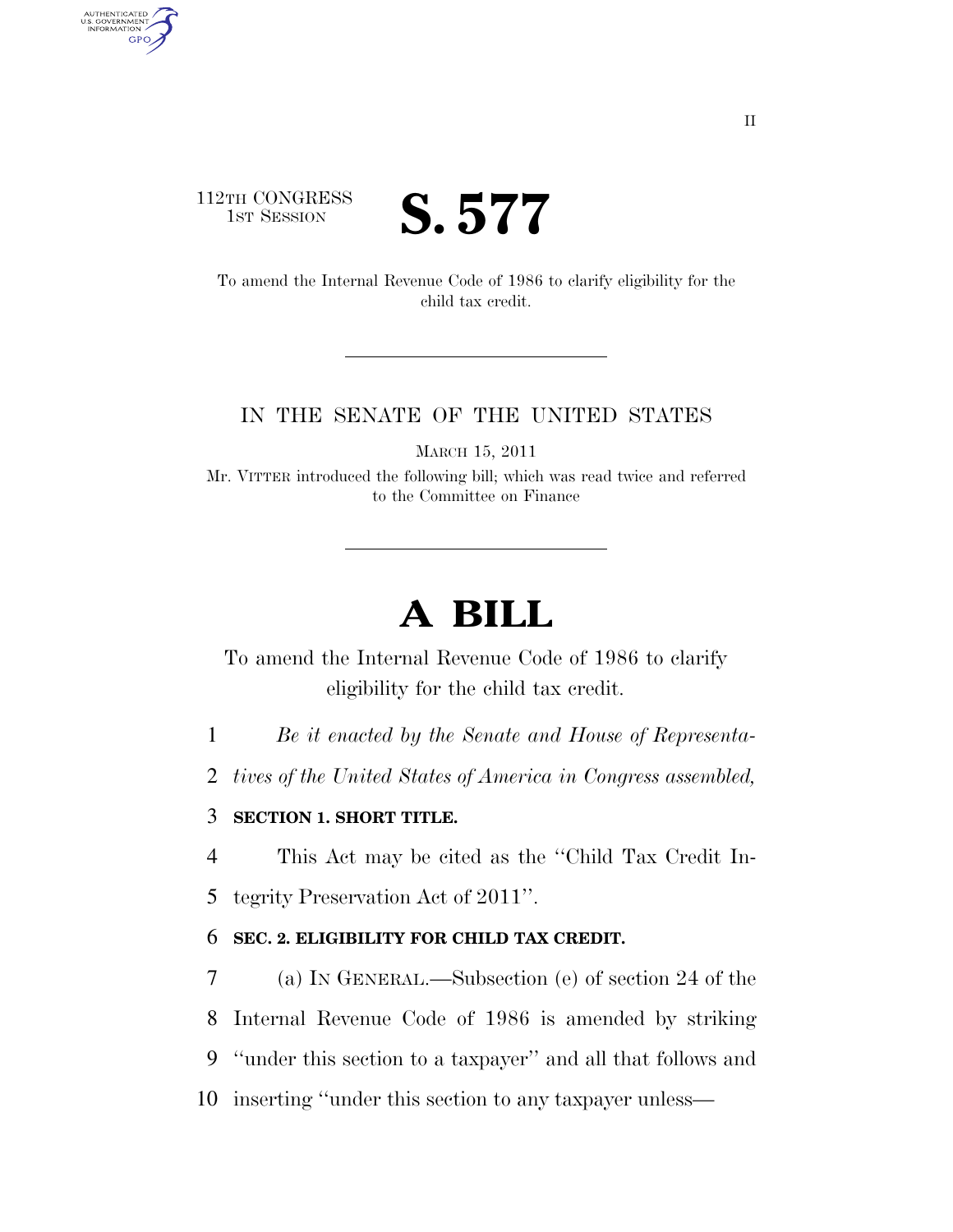112TH CONGRESS
1ST SESSION

# S. 577

To amend the Internal Revenue Code of 1986 to clarify eligibility for the child tax credit.

---

IN THE SENATE OF THE UNITED STATES

MARCH 15, 2011

Mr. VITTER introduced the following bill; which was read twice and referred to the Committee on Finance

---

# A BILL

To amend the Internal Revenue Code of 1986 to clarify eligibility for the child tax credit.

1 *Be it enacted by the Senate and House of Representa-*
2 *tives of the United States of America in Congress assembled,*

3 **SECTION 1. SHORT TITLE.**

4 This Act may be cited as the ''Child Tax Credit In-
5 tegrity Preservation Act of 2011''.

6 **SEC. 2. ELIGIBILITY FOR CHILD TAX CREDIT.**

7 (a) IN GENERAL.—Subsection (e) of section 24 of the
8 Internal Revenue Code of 1986 is amended by striking
9 ''under this section to a taxpayer'' and all that follows and
10 inserting ''under this section to any taxpayer unless—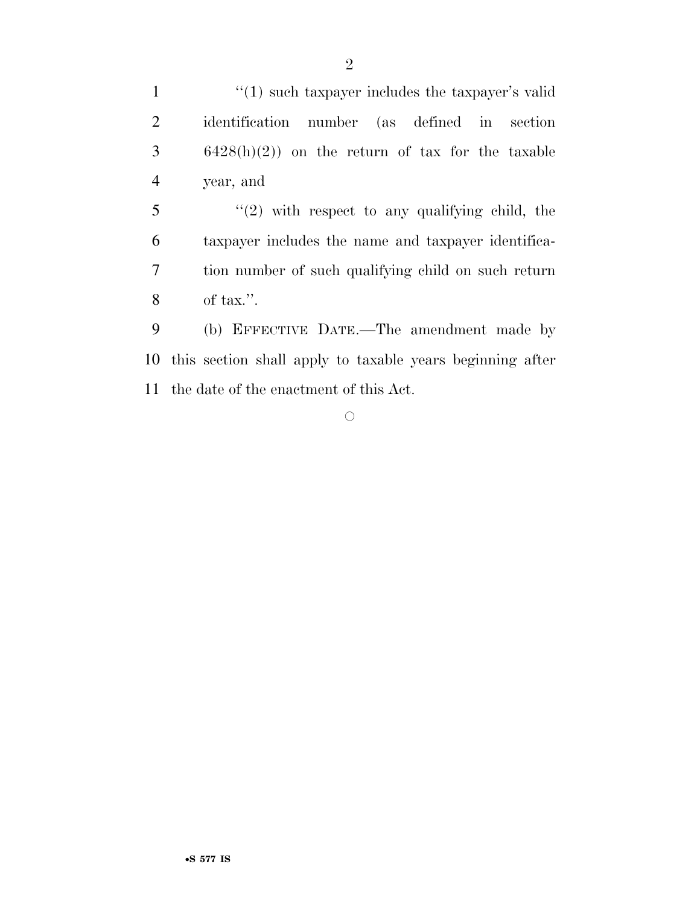"(1) such taxpayer includes the taxpayer's valid identification number (as defined in section 6428(h)(2)) on the return of tax for the taxable year, and

"(2) with respect to any qualifying child, the taxpayer includes the name and taxpayer identification number of such qualifying child on such return of tax.".

(b) EFFECTIVE DATE.—The amendment made by this section shall apply to taxable years beginning after the date of the enactment of this Act.

○